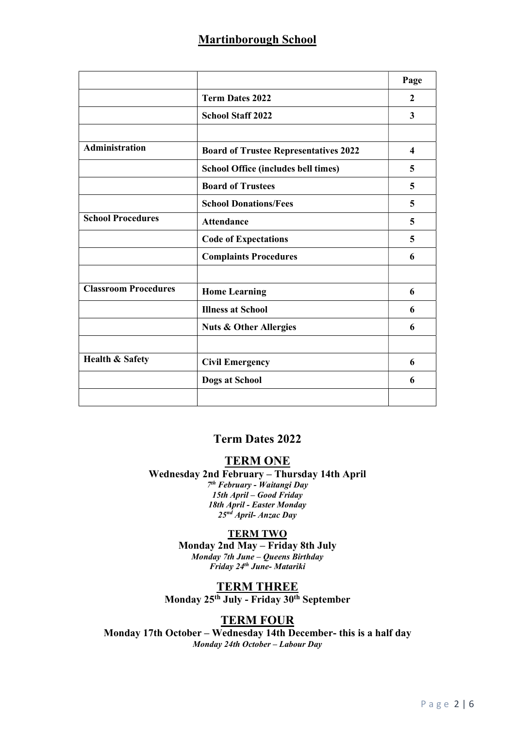## Martinborough School

| | | Page |
|---|---|---|
| | **Term Dates 2022** | **2** |
| | **School Staff 2022** | **3** |
| | | |
| **Administration** | **Board of Trustee Representatives 2022** | **4** |
| | **School Office (includes bell times)** | **5** |
| | **Board of Trustees** | **5** |
| | **School Donations/Fees** | **5** |
| **School Procedures** | **Attendance** | **5** |
| | **Code of Expectations** | **5** |
| | **Complaints Procedures** | **6** |
| | | |
| **Classroom Procedures** | **Home Learning** | **6** |
| | **Illness at School** | **6** |
| | **Nuts & Other Allergies** | **6** |
| | | |
| **Health & Safety** | **Civil Emergency** | **6** |
| | **Dogs at School** | **6** |
| | | |

## Term Dates 2022

### TERM ONE

**Wednesday 2nd February – Thursday 14th April**

*7th February - Waitangi Day*
*15th April – Good Friday*
*18th April - Easter Monday*
*25nd April- Anzac Day*

### TERM TWO

**Monday 2nd May – Friday 8th July**

*Monday 7th June – Queens Birthday*
*Friday 24th June- Matariki*

### TERM THREE

**Monday 25th July - Friday 30th September**

### TERM FOUR

**Monday 17th October – Wednesday 14th December- this is a half day**

*Monday 24th October – Labour Day*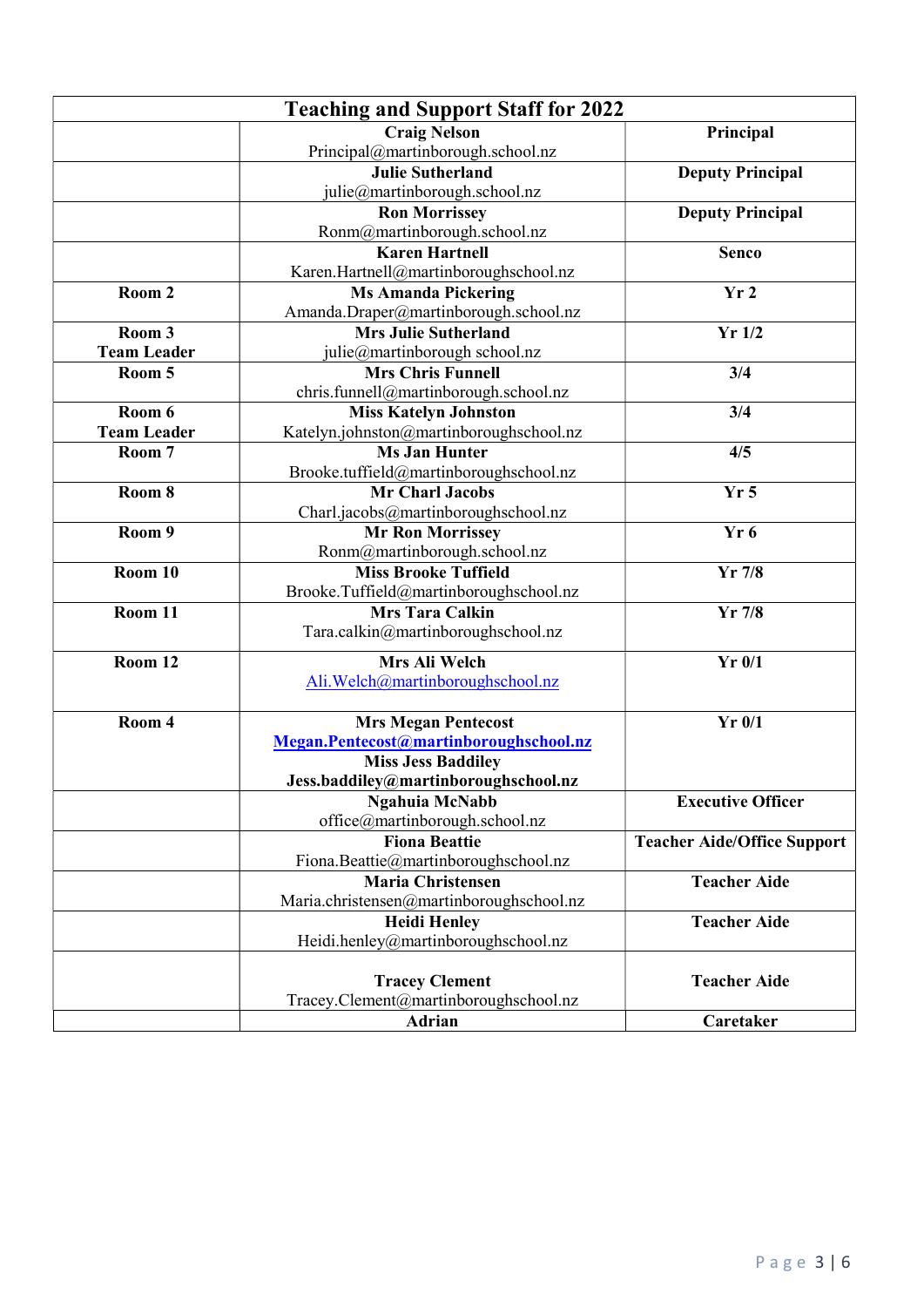| Teaching and Support Staff for 2022 | | |
|---|---|---|
| | **Craig Nelson** Principal@martinborough.school.nz | **Principal** |
| | **Julie Sutherland** julie@martinborough.school.nz | **Deputy Principal** |
| | **Ron Morrissey** Ronm@martinborough.school.nz | **Deputy Principal** |
| | **Karen Hartnell** Karen.Hartnell@martinboroughschool.nz | **Senco** |
| **Room 2** | **Ms Amanda Pickering** Amanda.Draper@martinborough.school.nz | **Yr 2** |
| **Room 3 Team Leader** | **Mrs Julie Sutherland** julie@martinborough school.nz | **Yr 1/2** |
| **Room 5** | **Mrs Chris Funnell** chris.funnell@martinborough.school.nz | **3/4** |
| **Room 6 Team Leader** | **Miss Katelyn Johnston** Katelyn.johnston@martinboroughschool.nz | **3/4** |
| **Room 7** | **Ms Jan Hunter** Brooke.tuffield@martinboroughschool.nz | **4/5** |
| **Room 8** | **Mr Charl Jacobs** Charl.jacobs@martinboroughschool.nz | **Yr 5** |
| **Room 9** | **Mr Ron Morrissey** Ronm@martinborough.school.nz | **Yr 6** |
| **Room 10** | **Miss Brooke Tuffield** Brooke.Tuffield@martinboroughschool.nz | **Yr 7/8** |
| **Room 11** | **Mrs Tara Calkin** Tara.calkin@martinboroughschool.nz | **Yr 7/8** |
| **Room 12** | **Mrs Ali Welch** Ali.Welch@martinboroughschool.nz | **Yr 0/1** |
| **Room 4** | **Mrs Megan Pentecost** **Megan.Pentecost@martinboroughschool.nz** **Miss Jess Baddiley** **Jess.baddiley@martinboroughschool.nz** | **Yr 0/1** |
| | **Ngahuia McNabb** office@martinborough.school.nz | **Executive Officer** |
| | **Fiona Beattie** Fiona.Beattie@martinboroughschool.nz | **Teacher Aide/Office Support** |
| | **Maria Christensen** Maria.christensen@martinboroughschool.nz | **Teacher Aide** |
| | **Heidi Henley** Heidi.henley@martinboroughschool.nz | **Teacher Aide** |
| | **Tracey Clement** Tracey.Clement@martinboroughschool.nz | **Teacher Aide** |
| | **Adrian** | **Caretaker** |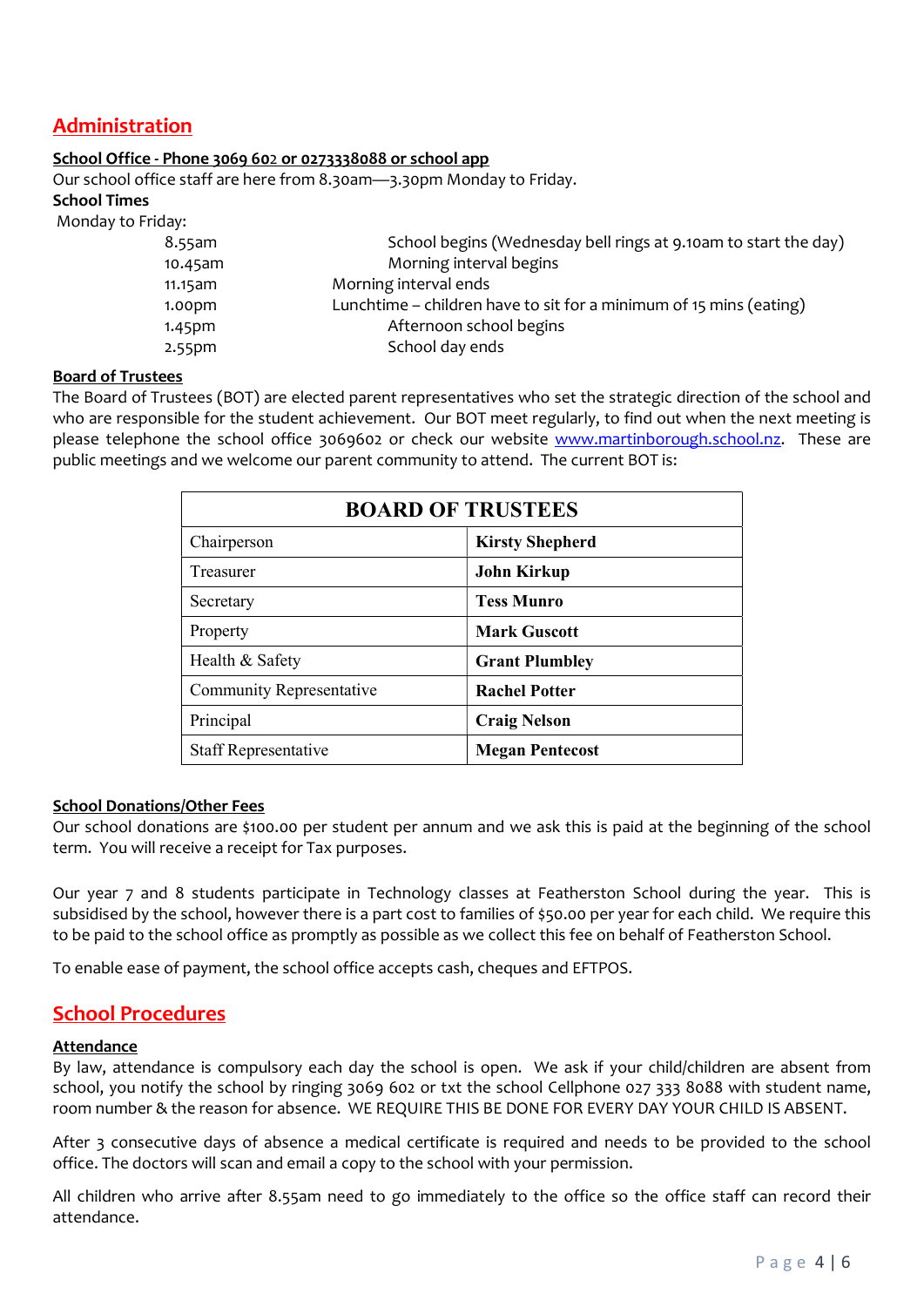## Administration

**School Office - Phone 3069 602 or 0273338088 or school app**

Our school office staff are here from 8.30am—3.30pm Monday to Friday.

**School Times**

Monday to Friday:

| | |
|---|---|
| 8.55am | School begins (Wednesday bell rings at 9.10am to start the day) |
| 10.45am | Morning interval begins |
| 11.15am | Morning interval ends |
| 1.00pm | Lunchtime – children have to sit for a minimum of 15 mins (eating) |
| 1.45pm | Afternoon school begins |
| 2.55pm | School day ends |

**Board of Trustees**

The Board of Trustees (BOT) are elected parent representatives who set the strategic direction of the school and who are responsible for the student achievement. Our BOT meet regularly, to find out when the next meeting is please telephone the school office 3069602 or check our website www.martinborough.school.nz. These are public meetings and we welcome our parent community to attend. The current BOT is:

| BOARD OF TRUSTEES | |
|---|---|
| Chairperson | **Kirsty Shepherd** |
| Treasurer | **John Kirkup** |
| Secretary | **Tess Munro** |
| Property | **Mark Guscott** |
| Health & Safety | **Grant Plumbley** |
| Community Representative | **Rachel Potter** |
| Principal | **Craig Nelson** |
| Staff Representative | **Megan Pentecost** |

**School Donations/Other Fees**

Our school donations are $100.00 per student per annum and we ask this is paid at the beginning of the school term. You will receive a receipt for Tax purposes.

Our year 7 and 8 students participate in Technology classes at Featherston School during the year. This is subsidised by the school, however there is a part cost to families of $50.00 per year for each child. We require this to be paid to the school office as promptly as possible as we collect this fee on behalf of Featherston School.

To enable ease of payment, the school office accepts cash, cheques and EFTPOS.

## School Procedures

**Attendance**

By law, attendance is compulsory each day the school is open. We ask if your child/children are absent from school, you notify the school by ringing 3069 602 or txt the school Cellphone 027 333 8088 with student name, room number & the reason for absence. WE REQUIRE THIS BE DONE FOR EVERY DAY YOUR CHILD IS ABSENT.

After 3 consecutive days of absence a medical certificate is required and needs to be provided to the school office. The doctors will scan and email a copy to the school with your permission.

All children who arrive after 8.55am need to go immediately to the office so the office staff can record their attendance.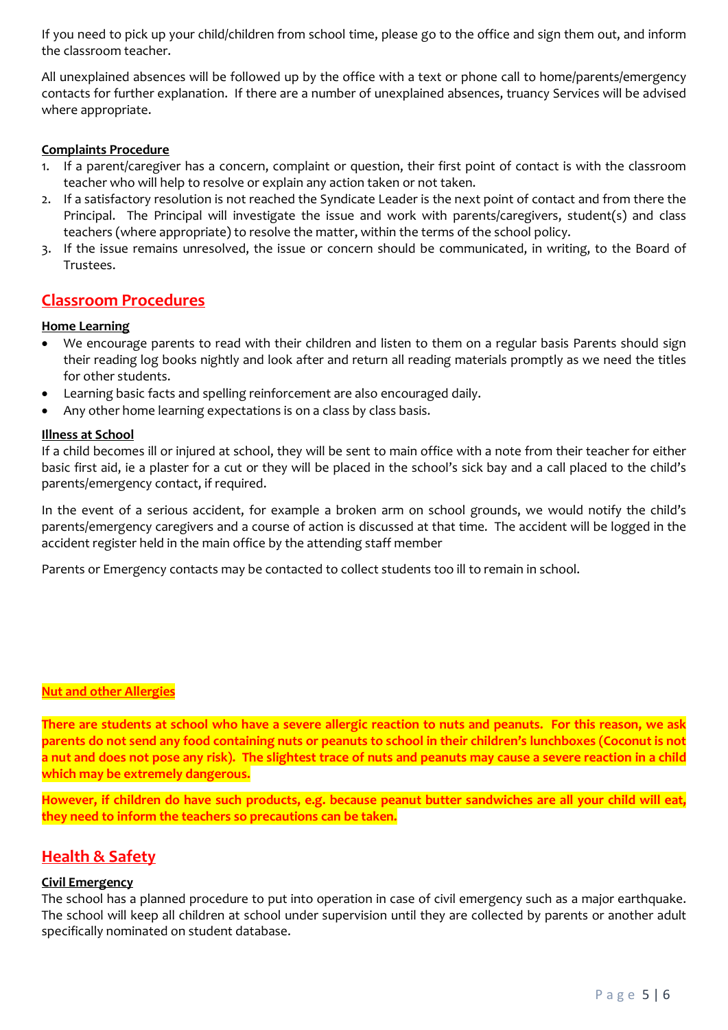If you need to pick up your child/children from school time, please go to the office and sign them out, and inform the classroom teacher.

All unexplained absences will be followed up by the office with a text or phone call to home/parents/emergency contacts for further explanation. If there are a number of unexplained absences, truancy Services will be advised where appropriate.

**Complaints Procedure**

1. If a parent/caregiver has a concern, complaint or question, their first point of contact is with the classroom teacher who will help to resolve or explain any action taken or not taken.
2. If a satisfactory resolution is not reached the Syndicate Leader is the next point of contact and from there the Principal. The Principal will investigate the issue and work with parents/caregivers, student(s) and class teachers (where appropriate) to resolve the matter, within the terms of the school policy.
3. If the issue remains unresolved, the issue or concern should be communicated, in writing, to the Board of Trustees.

## Classroom Procedures

**Home Learning**

- We encourage parents to read with their children and listen to them on a regular basis Parents should sign their reading log books nightly and look after and return all reading materials promptly as we need the titles for other students.
- Learning basic facts and spelling reinforcement are also encouraged daily.
- Any other home learning expectations is on a class by class basis.

**Illness at School**

If a child becomes ill or injured at school, they will be sent to main office with a note from their teacher for either basic first aid, ie a plaster for a cut or they will be placed in the school's sick bay and a call placed to the child's parents/emergency contact, if required.

In the event of a serious accident, for example a broken arm on school grounds, we would notify the child's parents/emergency caregivers and a course of action is discussed at that time. The accident will be logged in the accident register held in the main office by the attending staff member

Parents or Emergency contacts may be contacted to collect students too ill to remain in school.

**Nut and other Allergies**

**There are students at school who have a severe allergic reaction to nuts and peanuts. For this reason, we ask parents do not send any food containing nuts or peanuts to school in their children's lunchboxes (Coconut is not a nut and does not pose any risk). The slightest trace of nuts and peanuts may cause a severe reaction in a child which may be extremely dangerous.**

**However, if children do have such products, e.g. because peanut butter sandwiches are all your child will eat, they need to inform the teachers so precautions can be taken.**

## Health & Safety

**Civil Emergency**

The school has a planned procedure to put into operation in case of civil emergency such as a major earthquake. The school will keep all children at school under supervision until they are collected by parents or another adult specifically nominated on student database.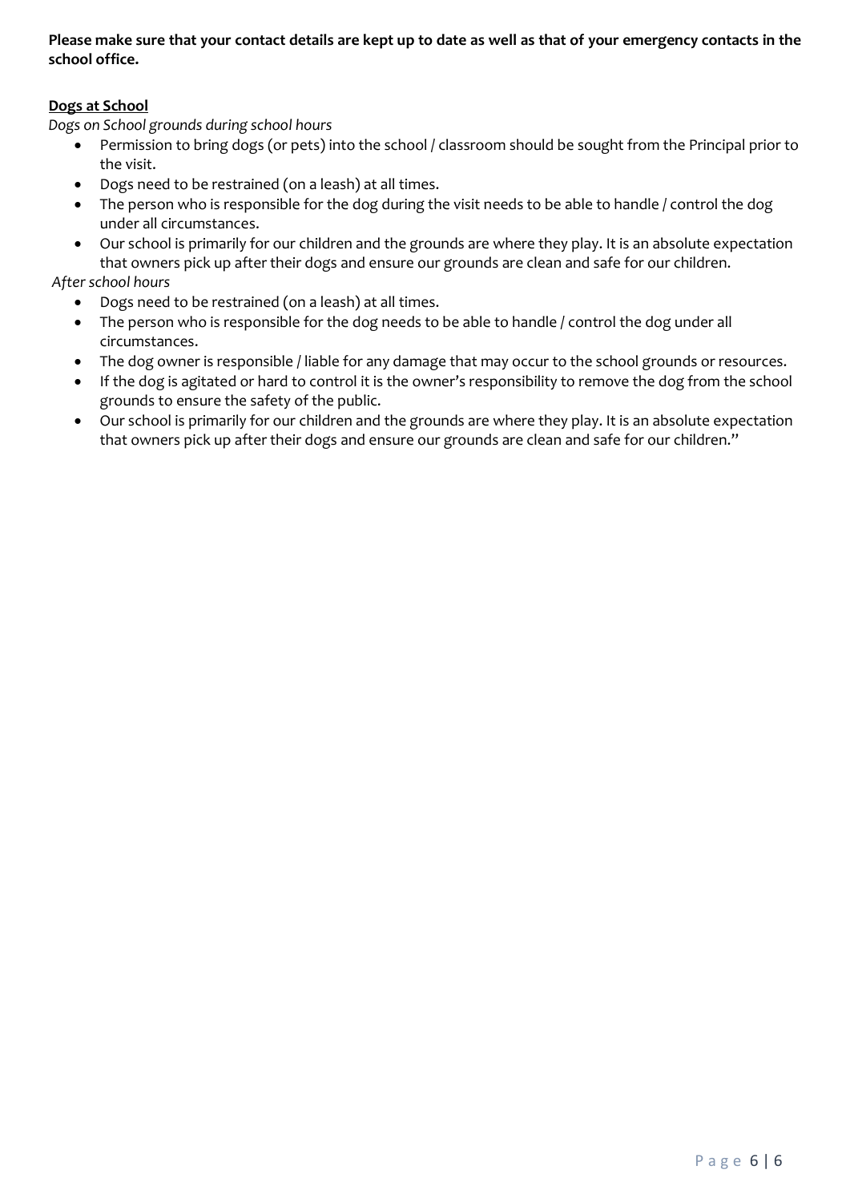**Please make sure that your contact details are kept up to date as well as that of your emergency contacts in the school office.**

**Dogs at School**

*Dogs on School grounds during school hours*

- Permission to bring dogs (or pets) into the school / classroom should be sought from the Principal prior to the visit.
- Dogs need to be restrained (on a leash) at all times.
- The person who is responsible for the dog during the visit needs to be able to handle / control the dog under all circumstances.
- Our school is primarily for our children and the grounds are where they play. It is an absolute expectation that owners pick up after their dogs and ensure our grounds are clean and safe for our children.

*After school hours*

- Dogs need to be restrained (on a leash) at all times.
- The person who is responsible for the dog needs to be able to handle / control the dog under all circumstances.
- The dog owner is responsible / liable for any damage that may occur to the school grounds or resources.
- If the dog is agitated or hard to control it is the owner's responsibility to remove the dog from the school grounds to ensure the safety of the public.
- Our school is primarily for our children and the grounds are where they play. It is an absolute expectation that owners pick up after their dogs and ensure our grounds are clean and safe for our children."